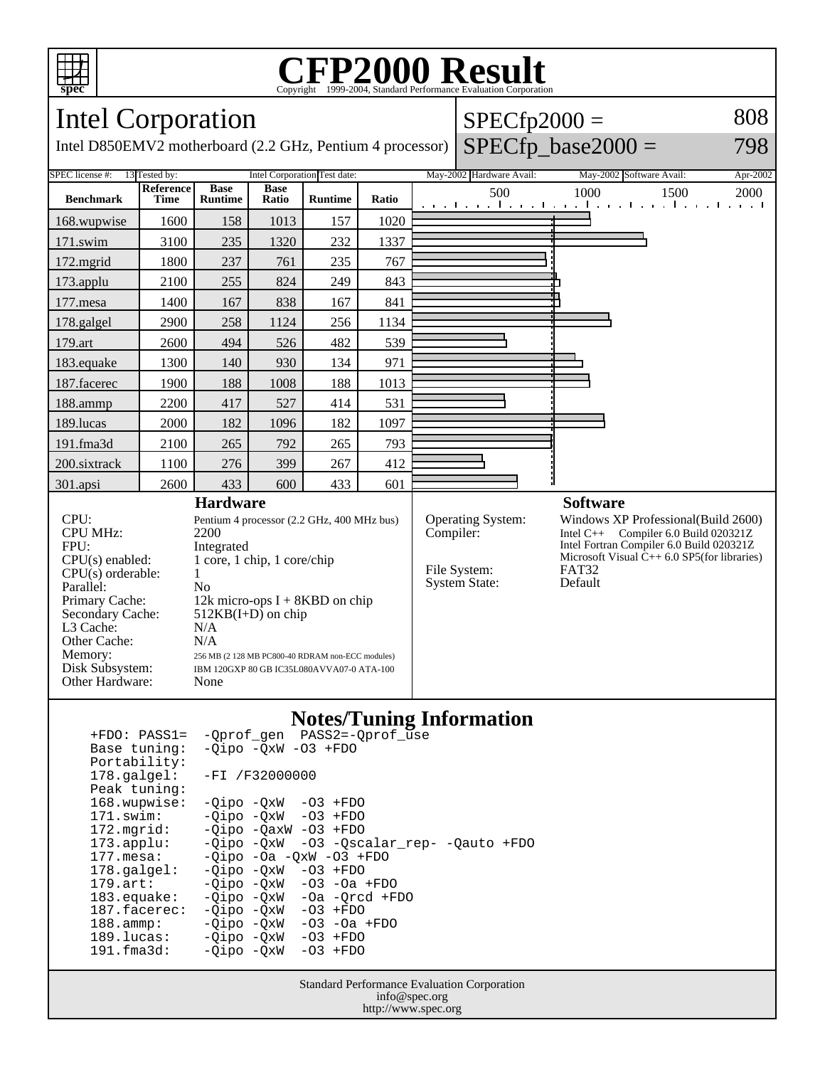# CFP2000 Result

Copyright 1999-2004, Standard Performance Evaluation Corporation

## Intel Corporation

Intel D850EMV2 motherboard (2.2 GHz, Pentium 4 processor)

SPECfp2000 = 808

SPECfp_base2000 = 798

| SPEC license #: | 13 | Tested by: | Intel Corporation | Test date: | May-2002 | Hardware Avail: | May-2002 | Software Avail: | Apr-2002 |
|---|---|---|---|---|---|---|---|---|---|

| Benchmark | Reference Time | Base Runtime | Base Ratio | Runtime | Ratio |
|---|---|---|---|---|---|
| 168.wupwise | 1600 | 158 | 1013 | 157 | 1020 |
| 171.swim | 3100 | 235 | 1320 | 232 | 1337 |
| 172.mgrid | 1800 | 237 | 761 | 235 | 767 |
| 173.applu | 2100 | 255 | 824 | 249 | 843 |
| 177.mesa | 1400 | 167 | 838 | 167 | 841 |
| 178.galgel | 2900 | 258 | 1124 | 256 | 1134 |
| 179.art | 2600 | 494 | 526 | 482 | 539 |
| 183.equake | 1300 | 140 | 930 | 134 | 971 |
| 187.facerec | 1900 | 188 | 1008 | 188 | 1013 |
| 188.ammp | 2200 | 417 | 527 | 414 | 531 |
| 189.lucas | 2000 | 182 | 1096 | 182 | 1097 |
| 191.fma3d | 2100 | 265 | 792 | 265 | 793 |
| 200.sixtrack | 1100 | 276 | 399 | 267 | 412 |
| 301.apsi | 2600 | 433 | 600 | 433 | 601 |

### Hardware

| | |
|---|---|
| CPU: | Pentium 4 processor (2.2 GHz, 400 MHz bus) |
| CPU MHz: | 2200 |
| FPU: | Integrated |
| CPU(s) enabled: | 1 core, 1 chip, 1 core/chip |
| CPU(s) orderable: | 1 |
| Parallel: | No |
| Primary Cache: | 12k micro-ops I + 8KBD on chip |
| Secondary Cache: | 512KB(I+D) on chip |
| L3 Cache: | N/A |
| Other Cache: | N/A |
| Memory: | 256 MB (2 128 MB PC800-40 RDRAM non-ECC modules) |
| Disk Subsystem: | IBM 120GXP 80 GB IC35L080AVVA07-0 ATA-100 |
| Other Hardware: | None |

### Software

| | |
|---|---|
| Operating System: | Windows XP Professional(Build 2600) |
| Compiler: | Intel C++ Compiler 6.0 Build 020321Z<br>Intel Fortran Compiler 6.0 Build 020321Z<br>Microsoft Visual C++ 6.0 SP5(for libraries) |
| File System: | FAT32 |
| System State: | Default |

### Notes/Tuning Information

```
+FDO: PASS1=  -Qprof_gen  PASS2=-Qprof_use
Base tuning:  -Qipo -QxW -O3 +FDO
Portability:
178.galgel:   -FI /F32000000
Peak tuning:
168.wupwise:  -Qipo -QxW  -O3 +FDO
171.swim:     -Qipo -QxW  -O3 +FDO
172.mgrid:    -Qipo -QaxW -O3 +FDO
173.applu:    -Qipo -QxW  -O3 -Qscalar_rep- -Qauto +FDO
177.mesa:     -Qipo -Oa -QxW -O3 +FDO
178.galgel:   -Qipo -QxW  -O3 +FDO
179.art:      -Qipo -QxW  -O3 -Oa +FDO
183.equake:   -Qipo -QxW  -Oa -Qrcd +FDO
187.facerec:  -Qipo -QxW  -O3 +FDO
188.ammp:     -Qipo -QxW  -O3 -Oa +FDO
189.lucas:    -Qipo -QxW  -O3 +FDO
191.fma3d:    -Qipo -QxW  -O3 +FDO
```

Standard Performance Evaluation Corporation
info@spec.org
http://www.spec.org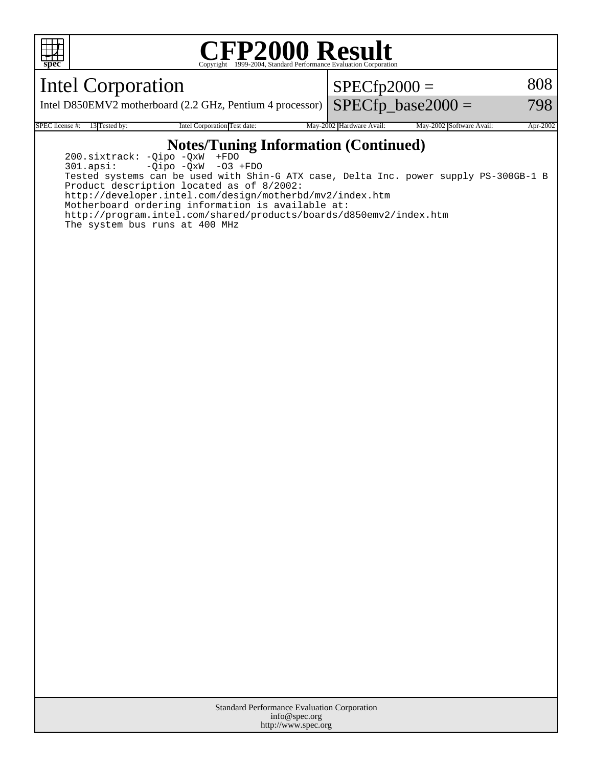# CFP2000 Result

Copyright 1999-2004, Standard Performance Evaluation Corporation

## Intel Corporation

Intel D850EMV2 motherboard (2.2 GHz, Pentium 4 processor)

SPECfp2000 = 808

SPECfp_base2000 = 798

| SPEC license #: | 13 | Tested by: | Intel Corporation | Test date: | May-2002 | Hardware Avail: | May-2002 | Software Avail: | Apr-2002 |
|---|---|---|---|---|---|---|---|---|---|

## Notes/Tuning Information (Continued)

```
200.sixtrack: -Qipo -QxW  +FDO
301.apsi:     -Qipo -QxW  -O3 +FDO
Tested systems can be used with Shin-G ATX case, Delta Inc. power supply PS-300GB-1 B
Product description located as of 8/2002:
http://developer.intel.com/design/motherbd/mv2/index.htm
Motherboard ordering information is available at:
http://program.intel.com/shared/products/boards/d850emv2/index.htm
The system bus runs at 400 MHz
```

Standard Performance Evaluation Corporation
info@spec.org
http://www.spec.org